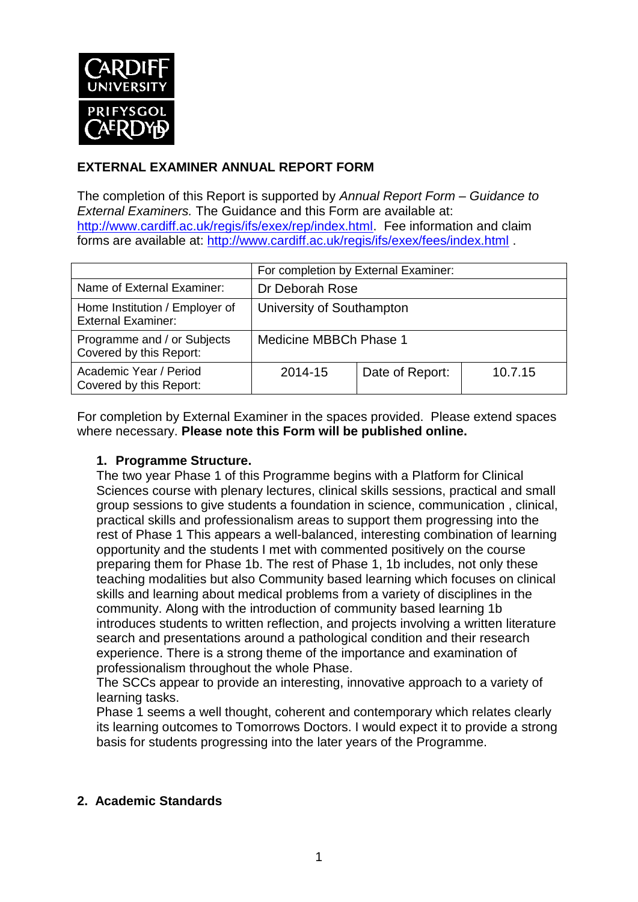CARDIFF UNIVERSITY
PRIFYSGOL CAERDYḊ

**EXTERNAL EXAMINER ANNUAL REPORT FORM**

The completion of this Report is supported by *Annual Report Form – Guidance to External Examiners.* The Guidance and this Form are available at: http://www.cardiff.ac.uk/regis/ifs/exex/rep/index.html. Fee information and claim forms are available at: http://www.cardiff.ac.uk/regis/ifs/exex/fees/index.html .

| | For completion by External Examiner: | | |
|---|---|---|---|
| Name of External Examiner: | Dr Deborah Rose | | |
| Home Institution / Employer of External Examiner: | University of Southampton | | |
| Programme and / or Subjects Covered by this Report: | Medicine MBBCh Phase 1 | | |
| Academic Year / Period Covered by this Report: | 2014-15 | Date of Report: | 10.7.15 |

For completion by External Examiner in the spaces provided. Please extend spaces where necessary. **Please note this Form will be published online.**

**1. Programme Structure.**

The two year Phase 1 of this Programme begins with a Platform for Clinical Sciences course with plenary lectures, clinical skills sessions, practical and small group sessions to give students a foundation in science, communication , clinical, practical skills and professionalism areas to support them progressing into the rest of Phase 1 This appears a well-balanced, interesting combination of learning opportunity and the students I met with commented positively on the course preparing them for Phase 1b. The rest of Phase 1, 1b includes, not only these teaching modalities but also Community based learning which focuses on clinical skills and learning about medical problems from a variety of disciplines in the community. Along with the introduction of community based learning 1b introduces students to written reflection, and projects involving a written literature search and presentations around a pathological condition and their research experience. There is a strong theme of the importance and examination of professionalism throughout the whole Phase.

The SCCs appear to provide an interesting, innovative approach to a variety of learning tasks.

Phase 1 seems a well thought, coherent and contemporary which relates clearly its learning outcomes to Tomorrows Doctors. I would expect it to provide a strong basis for students progressing into the later years of the Programme.

**2. Academic Standards**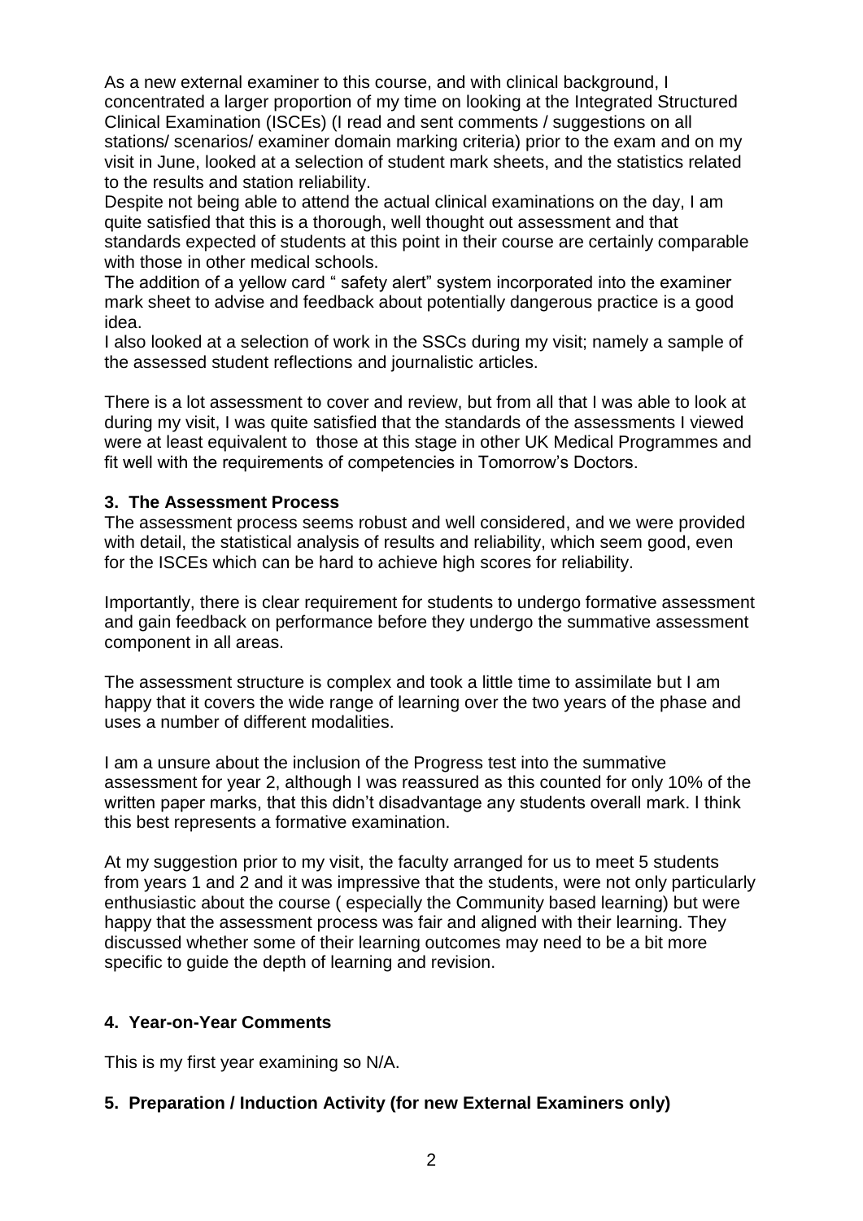As a new external examiner to this course, and with clinical background, I concentrated a larger proportion of my time on looking at the Integrated Structured Clinical Examination (ISCEs) (I read and sent comments / suggestions on all stations/ scenarios/ examiner domain marking criteria) prior to the exam and on my visit in June, looked at a selection of student mark sheets, and the statistics related to the results and station reliability.

Despite not being able to attend the actual clinical examinations on the day, I am quite satisfied that this is a thorough, well thought out assessment and that standards expected of students at this point in their course are certainly comparable with those in other medical schools.

The addition of a yellow card " safety alert" system incorporated into the examiner mark sheet to advise and feedback about potentially dangerous practice is a good idea.

I also looked at a selection of work in the SSCs during my visit; namely a sample of the assessed student reflections and journalistic articles.

There is a lot assessment to cover and review, but from all that I was able to look at during my visit, I was quite satisfied that the standards of the assessments I viewed were at least equivalent to those at this stage in other UK Medical Programmes and fit well with the requirements of competencies in Tomorrow's Doctors.

### 3. The Assessment Process

The assessment process seems robust and well considered, and we were provided with detail, the statistical analysis of results and reliability, which seem good, even for the ISCEs which can be hard to achieve high scores for reliability.

Importantly, there is clear requirement for students to undergo formative assessment and gain feedback on performance before they undergo the summative assessment component in all areas.

The assessment structure is complex and took a little time to assimilate but I am happy that it covers the wide range of learning over the two years of the phase and uses a number of different modalities.

I am a unsure about the inclusion of the Progress test into the summative assessment for year 2, although I was reassured as this counted for only 10% of the written paper marks, that this didn't disadvantage any students overall mark. I think this best represents a formative examination.

At my suggestion prior to my visit, the faculty arranged for us to meet 5 students from years 1 and 2 and it was impressive that the students, were not only particularly enthusiastic about the course ( especially the Community based learning) but were happy that the assessment process was fair and aligned with their learning. They discussed whether some of their learning outcomes may need to be a bit more specific to guide the depth of learning and revision.

### 4. Year-on-Year Comments

This is my first year examining so N/A.

### 5. Preparation / Induction Activity (for new External Examiners only)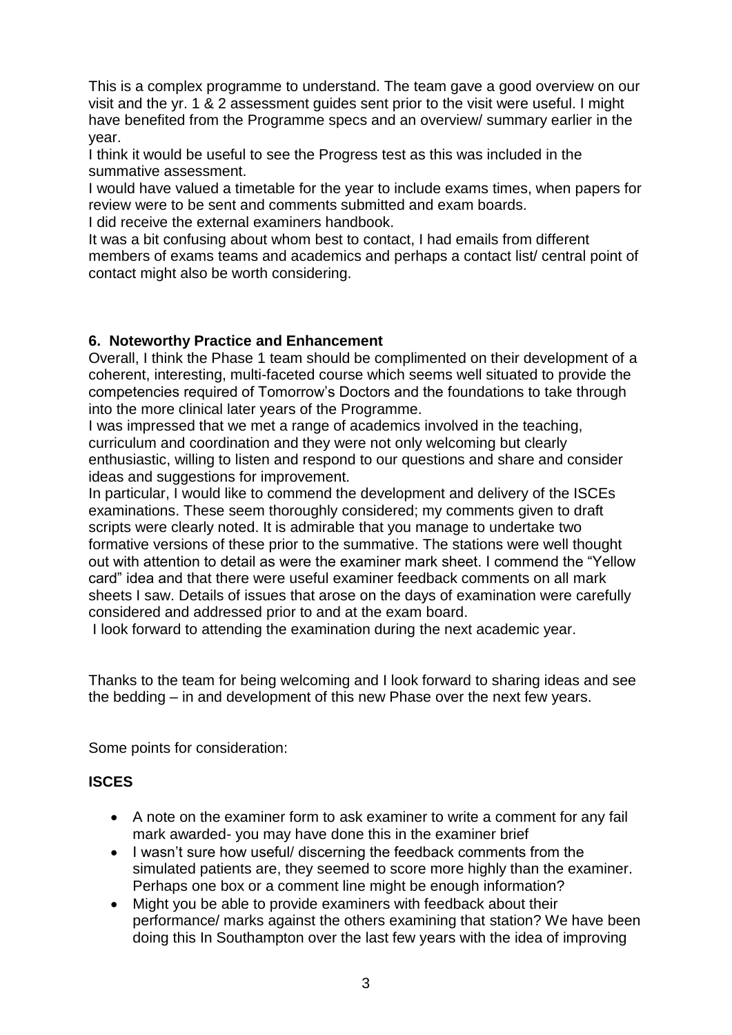This is a complex programme to understand. The team gave a good overview on our visit and the yr. 1 & 2 assessment guides sent prior to the visit were useful. I might have benefited from the Programme specs and an overview/ summary earlier in the year.

I think it would be useful to see the Progress test as this was included in the summative assessment.

I would have valued a timetable for the year to include exams times, when papers for review were to be sent and comments submitted and exam boards.

I did receive the external examiners handbook.

It was a bit confusing about whom best to contact, I had emails from different members of exams teams and academics and perhaps a contact list/ central point of contact might also be worth considering.

### 6. Noteworthy Practice and Enhancement

Overall, I think the Phase 1 team should be complimented on their development of a coherent, interesting, multi-faceted course which seems well situated to provide the competencies required of Tomorrow's Doctors and the foundations to take through into the more clinical later years of the Programme.

I was impressed that we met a range of academics involved in the teaching, curriculum and coordination and they were not only welcoming but clearly enthusiastic, willing to listen and respond to our questions and share and consider ideas and suggestions for improvement.

In particular, I would like to commend the development and delivery of the ISCEs examinations. These seem thoroughly considered; my comments given to draft scripts were clearly noted. It is admirable that you manage to undertake two formative versions of these prior to the summative. The stations were well thought out with attention to detail as were the examiner mark sheet. I commend the "Yellow card" idea and that there were useful examiner feedback comments on all mark sheets I saw. Details of issues that arose on the days of examination were carefully considered and addressed prior to and at the exam board.

I look forward to attending the examination during the next academic year.

Thanks to the team for being welcoming and I look forward to sharing ideas and see the bedding – in and development of this new Phase over the next few years.

Some points for consideration:

**ISCES**

- A note on the examiner form to ask examiner to write a comment for any fail mark awarded- you may have done this in the examiner brief
- I wasn't sure how useful/ discerning the feedback comments from the simulated patients are, they seemed to score more highly than the examiner. Perhaps one box or a comment line might be enough information?
- Might you be able to provide examiners with feedback about their performance/ marks against the others examining that station? We have been doing this In Southampton over the last few years with the idea of improving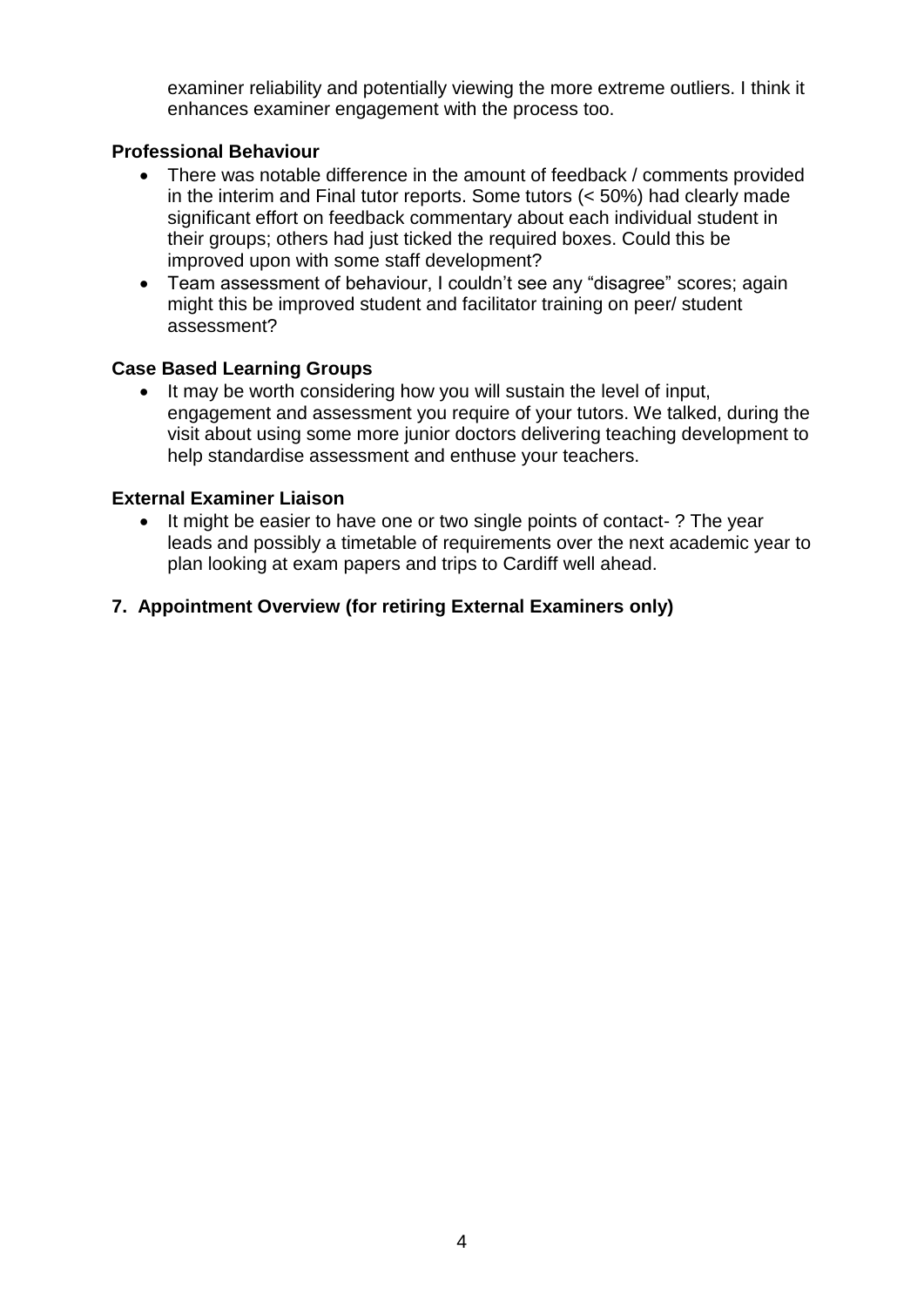examiner reliability and potentially viewing the more extreme outliers. I think it enhances examiner engagement with the process too.

**Professional Behaviour**

- There was notable difference in the amount of feedback / comments provided in the interim and Final tutor reports. Some tutors (< 50%) had clearly made significant effort on feedback commentary about each individual student in their groups; others had just ticked the required boxes. Could this be improved upon with some staff development?
- Team assessment of behaviour, I couldn't see any "disagree" scores; again might this be improved student and facilitator training on peer/ student assessment?

**Case Based Learning Groups**

- It may be worth considering how you will sustain the level of input, engagement and assessment you require of your tutors. We talked, during the visit about using some more junior doctors delivering teaching development to help standardise assessment and enthuse your teachers.

**External Examiner Liaison**

- It might be easier to have one or two single points of contact- ? The year leads and possibly a timetable of requirements over the next academic year to plan looking at exam papers and trips to Cardiff well ahead.

**7. Appointment Overview (for retiring External Examiners only)**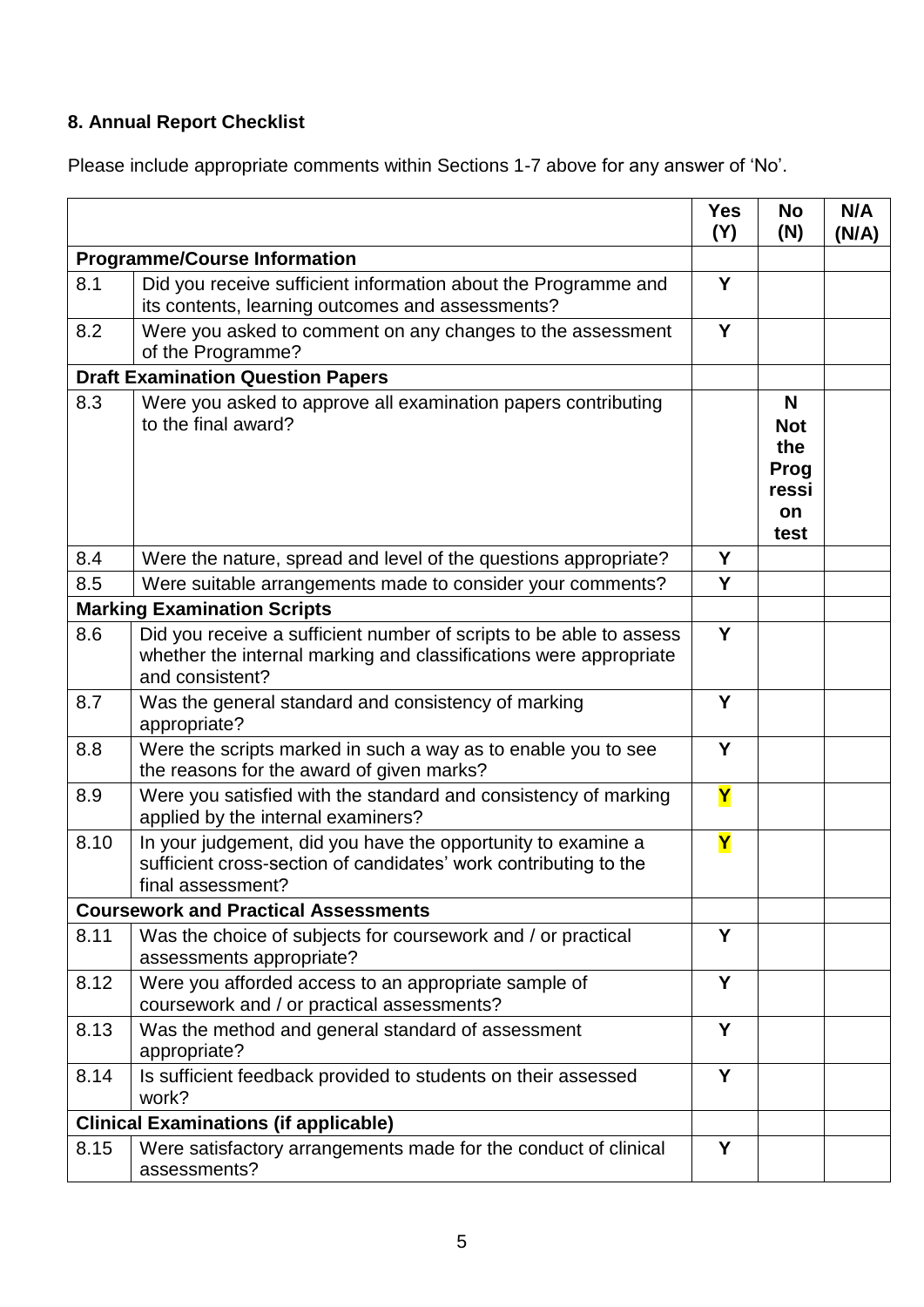## 8. Annual Report Checklist

Please include appropriate comments within Sections 1-7 above for any answer of 'No'.

| | | Yes (Y) | No (N) | N/A (N/A) |
|---|---|---|---|---|
| **Programme/Course Information** | | | | |
| 8.1 | Did you receive sufficient information about the Programme and its contents, learning outcomes and assessments? | Y | | |
| 8.2 | Were you asked to comment on any changes to the assessment of the Programme? | Y | | |
| **Draft Examination Question Papers** | | | | |
| 8.3 | Were you asked to approve all examination papers contributing to the final award? | | N Not the Progression test | |
| 8.4 | Were the nature, spread and level of the questions appropriate? | Y | | |
| 8.5 | Were suitable arrangements made to consider your comments? | Y | | |
| **Marking Examination Scripts** | | | | |
| 8.6 | Did you receive a sufficient number of scripts to be able to assess whether the internal marking and classifications were appropriate and consistent? | Y | | |
| 8.7 | Was the general standard and consistency of marking appropriate? | Y | | |
| 8.8 | Were the scripts marked in such a way as to enable you to see the reasons for the award of given marks? | Y | | |
| 8.9 | Were you satisfied with the standard and consistency of marking applied by the internal examiners? | Y | | |
| 8.10 | In your judgement, did you have the opportunity to examine a sufficient cross-section of candidates' work contributing to the final assessment? | Y | | |
| **Coursework and Practical Assessments** | | | | |
| 8.11 | Was the choice of subjects for coursework and / or practical assessments appropriate? | Y | | |
| 8.12 | Were you afforded access to an appropriate sample of coursework and / or practical assessments? | Y | | |
| 8.13 | Was the method and general standard of assessment appropriate? | Y | | |
| 8.14 | Is sufficient feedback provided to students on their assessed work? | Y | | |
| **Clinical Examinations (if applicable)** | | | | |
| 8.15 | Were satisfactory arrangements made for the conduct of clinical assessments? | Y | | |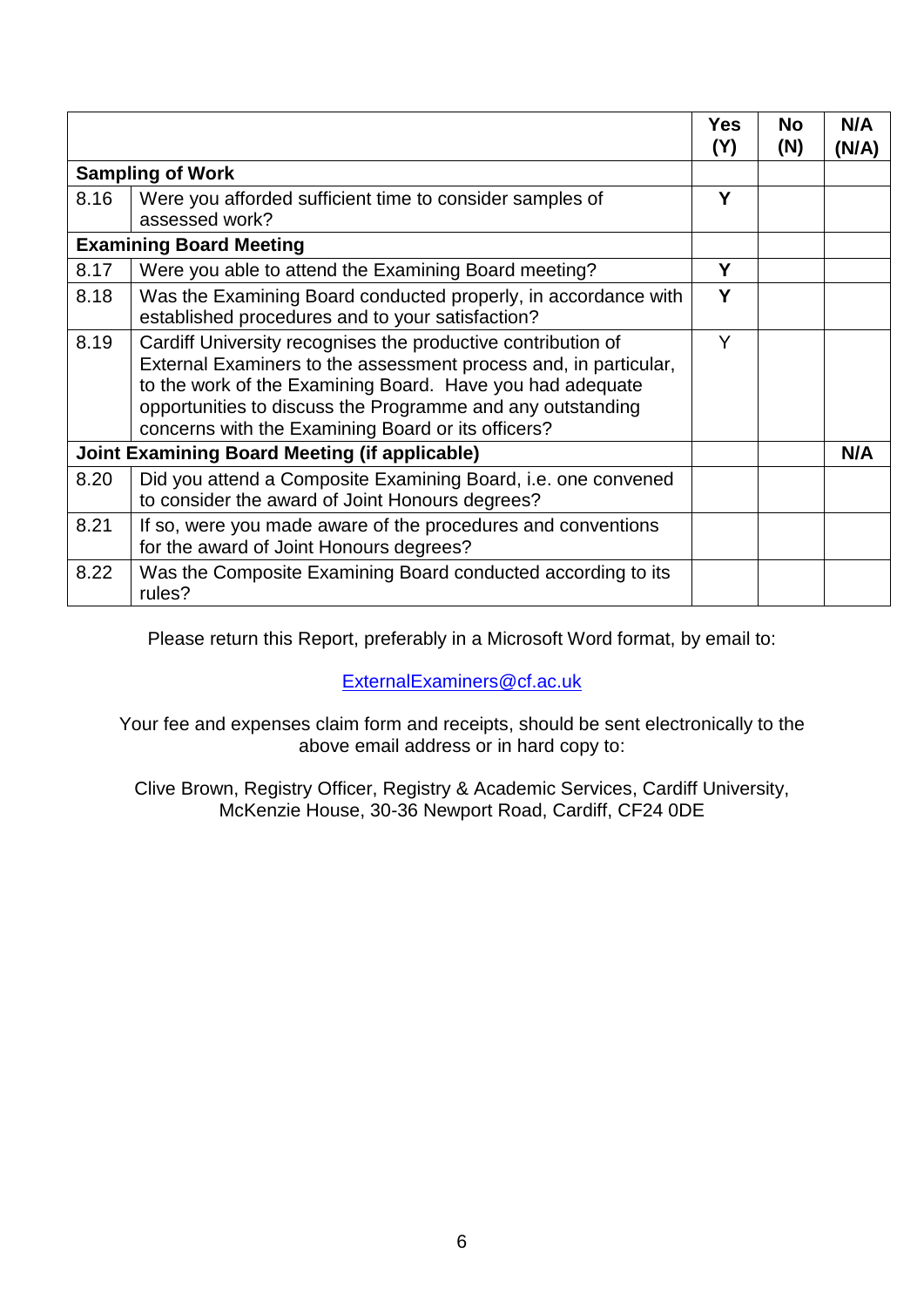| | | Yes (Y) | No (N) | N/A (N/A) |
|---|---|---|---|---|
| **Sampling of Work** | | | | |
| 8.16 | Were you afforded sufficient time to consider samples of assessed work? | **Y** | | |
| **Examining Board Meeting** | | | | |
| 8.17 | Were you able to attend the Examining Board meeting? | **Y** | | |
| 8.18 | Was the Examining Board conducted properly, in accordance with established procedures and to your satisfaction? | **Y** | | |
| 8.19 | Cardiff University recognises the productive contribution of External Examiners to the assessment process and, in particular, to the work of the Examining Board. Have you had adequate opportunities to discuss the Programme and any outstanding concerns with the Examining Board or its officers? | Y | | |
| **Joint Examining Board Meeting (if applicable)** | | | | **N/A** |
| 8.20 | Did you attend a Composite Examining Board, i.e. one convened to consider the award of Joint Honours degrees? | | | |
| 8.21 | If so, were you made aware of the procedures and conventions for the award of Joint Honours degrees? | | | |
| 8.22 | Was the Composite Examining Board conducted according to its rules? | | | |

Please return this Report, preferably in a Microsoft Word format, by email to:

ExternalExaminers@cf.ac.uk

Your fee and expenses claim form and receipts, should be sent electronically to the above email address or in hard copy to:

Clive Brown, Registry Officer, Registry & Academic Services, Cardiff University, McKenzie House, 30-36 Newport Road, Cardiff, CF24 0DE